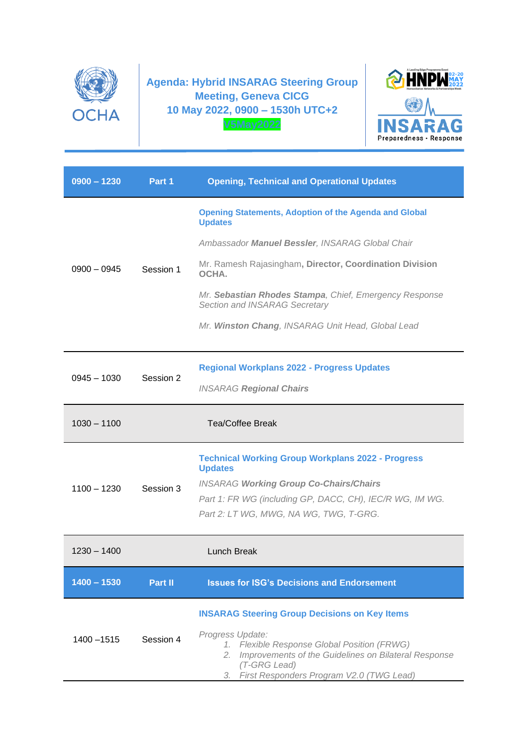OCHA

# Agenda: Hybrid INSARAG Steering Group Meeting, Geneva CICG
## 10 May 2022, 0900 – 1530h UTC+2

V5May2022

HNPW 02-20 MAY 2022 Humanitarian Networks & Partnerships Week

INSARAG Preparedness · Response

| 0900 – 1230 | Part 1 | Opening, Technical and Operational Updates |
|---|---|---|
| 0900 – 0945 | Session 1 | **Opening Statements, Adoption of the Agenda and Global Updates**<br><br>*Ambassador **Manuel Bessler**, INSARAG Global Chair*<br><br>Mr. Ramesh Rajasingham**, Director, Coordination Division OCHA.**<br><br>*Mr. **Sebastian Rhodes Stampa**, Chief, Emergency Response Section and INSARAG Secretary*<br><br>*Mr. **Winston Chang**, INSARAG Unit Head, Global Lead* |
| 0945 – 1030 | Session 2 | **Regional Workplans 2022 - Progress Updates**<br><br>*INSARAG **Regional Chairs*** |
| 1030 – 1100 | | Tea/Coffee Break |
| 1100 – 1230 | Session 3 | **Technical Working Group Workplans 2022 - Progress Updates**<br><br>*INSARAG **Working Group Co-Chairs/Chairs***<br><br>*Part 1: FR WG (including GP, DACC, CH), IEC/R WG, IM WG.*<br><br>*Part 2: LT WG, MWG, NA WG, TWG, T-GRG.* |
| 1230 – 1400 | | Lunch Break |
| **1400 – 1530** | **Part II** | **Issues for ISG's Decisions and Endorsement** |
| 1400 –1515 | Session 4 | **INSARAG Steering Group Decisions on Key Items**<br><br>*Progress Update:*<br>*1. Flexible Response Global Position (FRWG)*<br>*2. Improvements of the Guidelines on Bilateral Response (T-GRG Lead)*<br>*3. First Responders Program V2.0 (TWG Lead)* |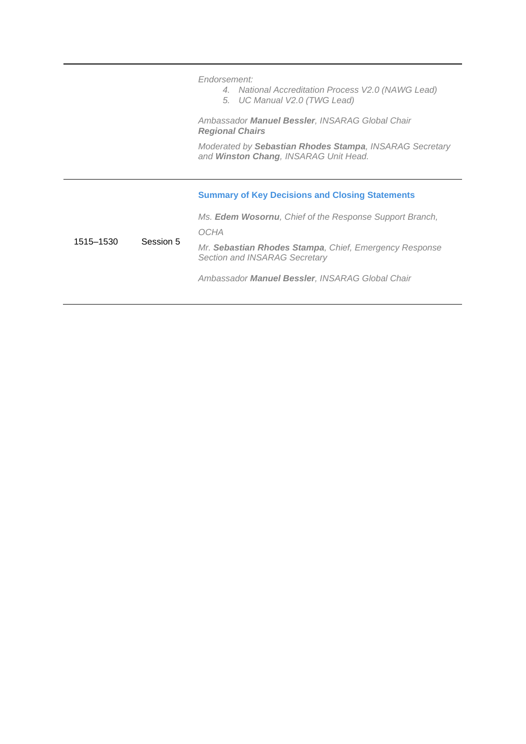| | | |
|---|---|---|
| | | *Endorsement:*<br>4. *National Accreditation Process V2.0 (NAWG Lead)*<br>5. *UC Manual V2.0 (TWG Lead)*<br><br>*Ambassador **Manuel Bessler**, INSARAG Global Chair*<br>***Regional Chairs***<br><br>*Moderated by **Sebastian Rhodes Stampa**, INSARAG Secretary and **Winston Chang**, INSARAG Unit Head.* |
| 1515–1530 | Session 5 | **Summary of Key Decisions and Closing Statements**<br><br>*Ms. **Edem Wosornu**, Chief of the Response Support Branch, OCHA*<br><br>*Mr. **Sebastian Rhodes Stampa**, Chief, Emergency Response Section and INSARAG Secretary*<br><br>*Ambassador **Manuel Bessler**, INSARAG Global Chair* |